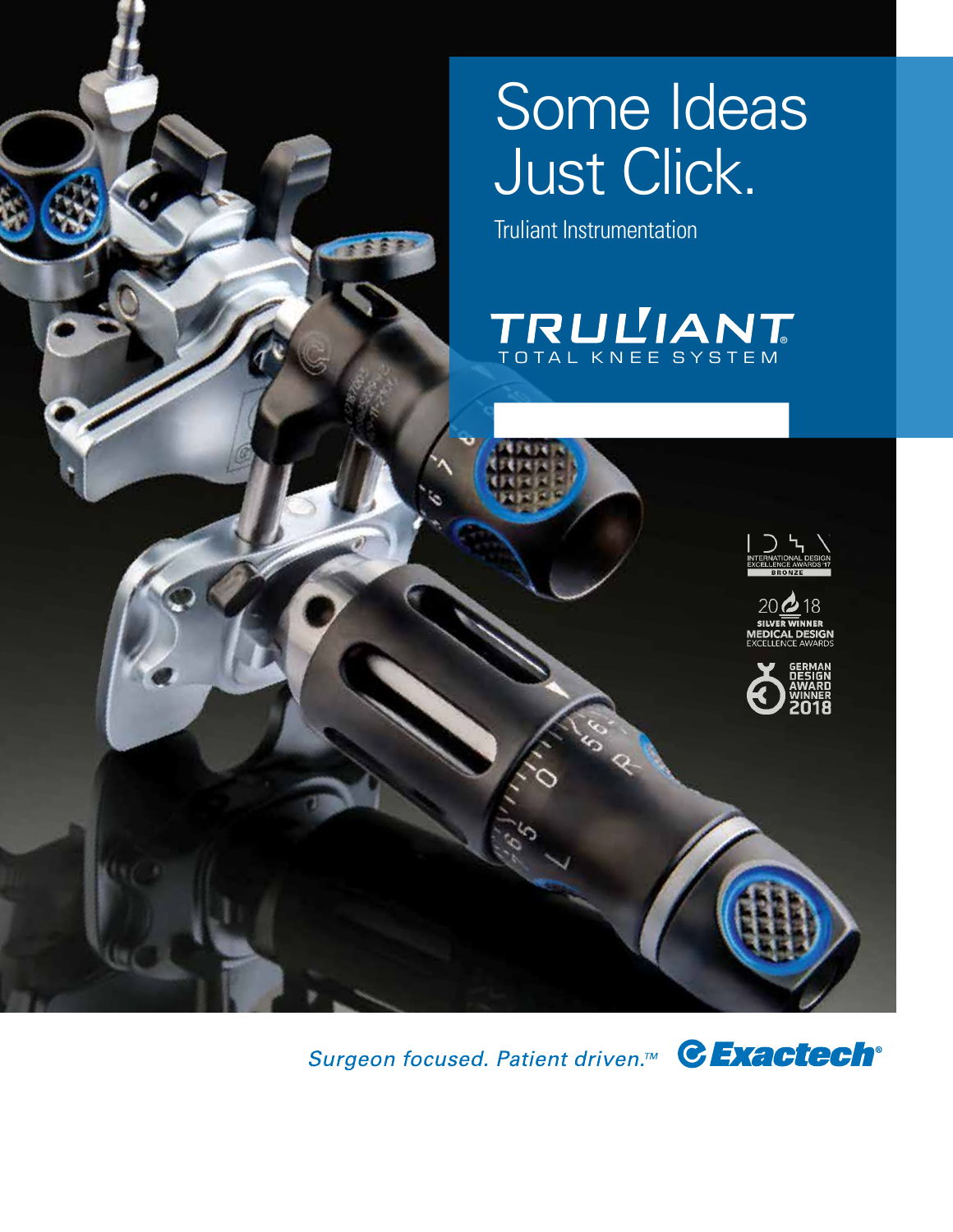# Some Ideas Just Click.

Truliant Instrumentation

**TRULIANT®**
TOTAL KNEE SYSTEM

INTERNATIONAL DESIGN EXCELLENCE AWARDS '17 BRONZE

2018 SILVER WINNER MEDICAL DESIGN EXCELLENCE AWARDS

GERMAN DESIGN AWARD WINNER 2018

*Surgeon focused. Patient driven.™* **Exactech®**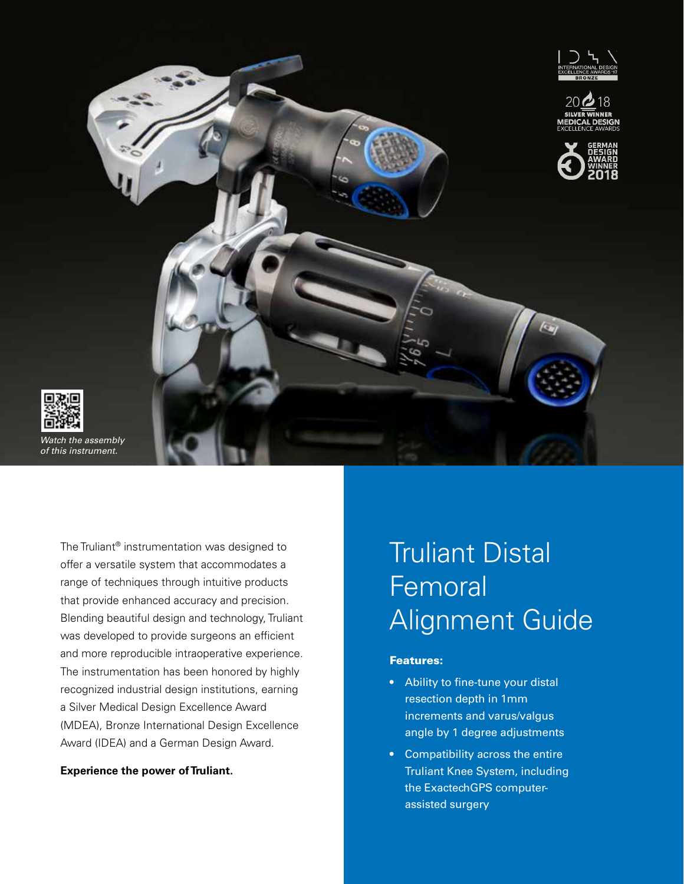Watch the assembly of this instrument.

The Truliant® instrumentation was designed to offer a versatile system that accommodates a range of techniques through intuitive products that provide enhanced accuracy and precision. Blending beautiful design and technology, Truliant was developed to provide surgeons an efficient and more reproducible intraoperative experience. The instrumentation has been honored by highly recognized industrial design institutions, earning a Silver Medical Design Excellence Award (MDEA), Bronze International Design Excellence Award (IDEA) and a German Design Award.

**Experience the power of Truliant.**

# Truliant Distal Femoral Alignment Guide

**Features:**

- Ability to fine-tune your distal resection depth in 1mm increments and varus/valgus angle by 1 degree adjustments
- Compatibility across the entire Truliant Knee System, including the ExactechGPS computer-assisted surgery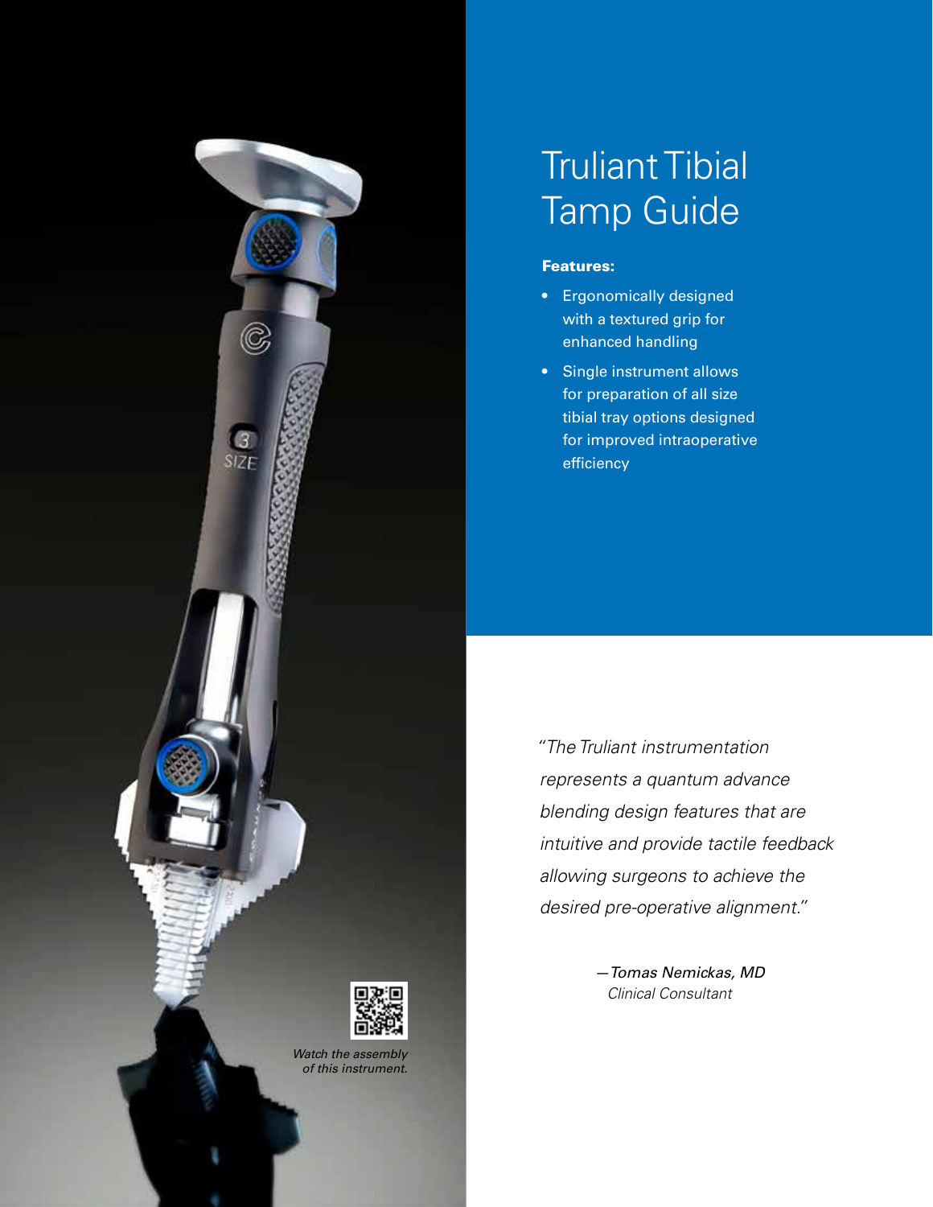# Truliant Tibial Tamp Guide

**Features:**

- Ergonomically designed with a textured grip for enhanced handling
- Single instrument allows for preparation of all size tibial tray options designed for improved intraoperative efficiency

*"The Truliant instrumentation represents a quantum advance blending design features that are intuitive and provide tactile feedback allowing surgeons to achieve the desired pre-operative alignment."*

*—Tomas Nemickas, MD*
*Clinical Consultant*

*Watch the assembly of this instrument.*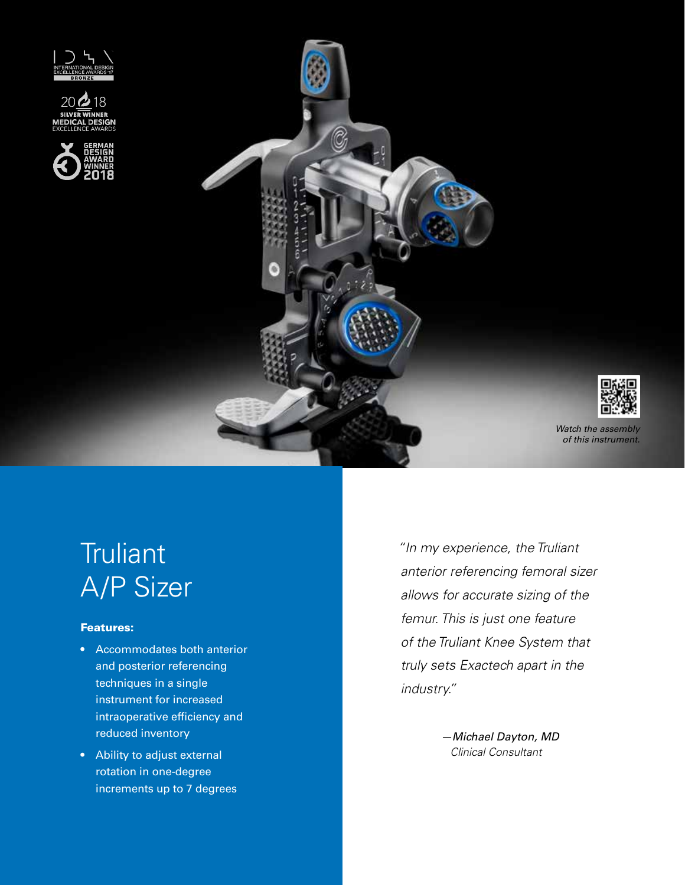# Truliant A/P Sizer

**Features:**

- Accommodates both anterior and posterior referencing techniques in a single instrument for increased intraoperative efficiency and reduced inventory
- Ability to adjust external rotation in one-degree increments up to 7 degrees

*Watch the assembly of this instrument.*

*"In my experience, the Truliant anterior referencing femoral sizer allows for accurate sizing of the femur. This is just one feature of the Truliant Knee System that truly sets Exactech apart in the industry."*

*—Michael Dayton, MD*
*Clinical Consultant*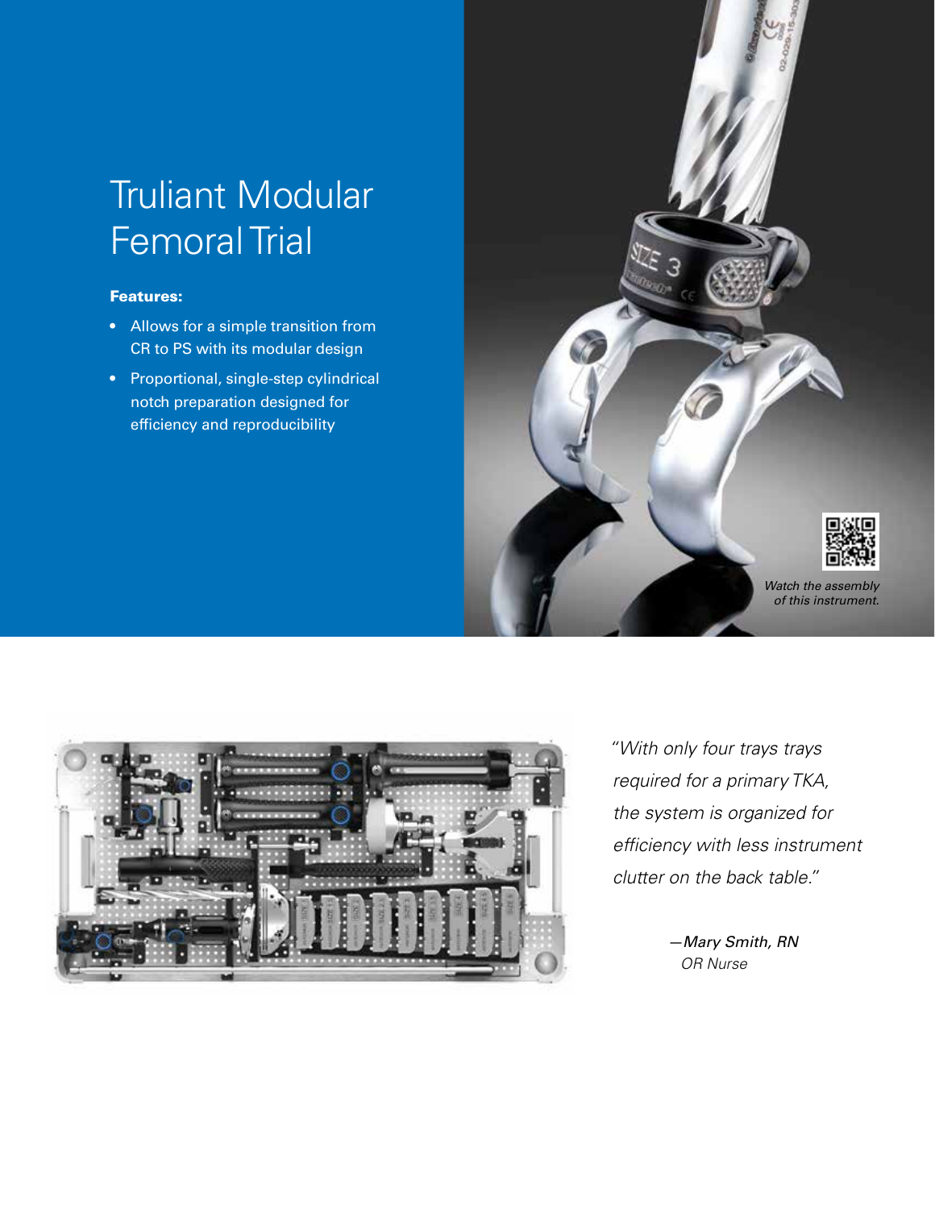# Truliant Modular Femoral Trial

**Features:**

- Allows for a simple transition from CR to PS with its modular design
- Proportional, single-step cylindrical notch preparation designed for efficiency and reproducibility

*Watch the assembly of this instrument.*

*"With only four trays trays required for a primary TKA, the system is organized for efficiency with less instrument clutter on the back table."*

*—Mary Smith, RN*
*OR Nurse*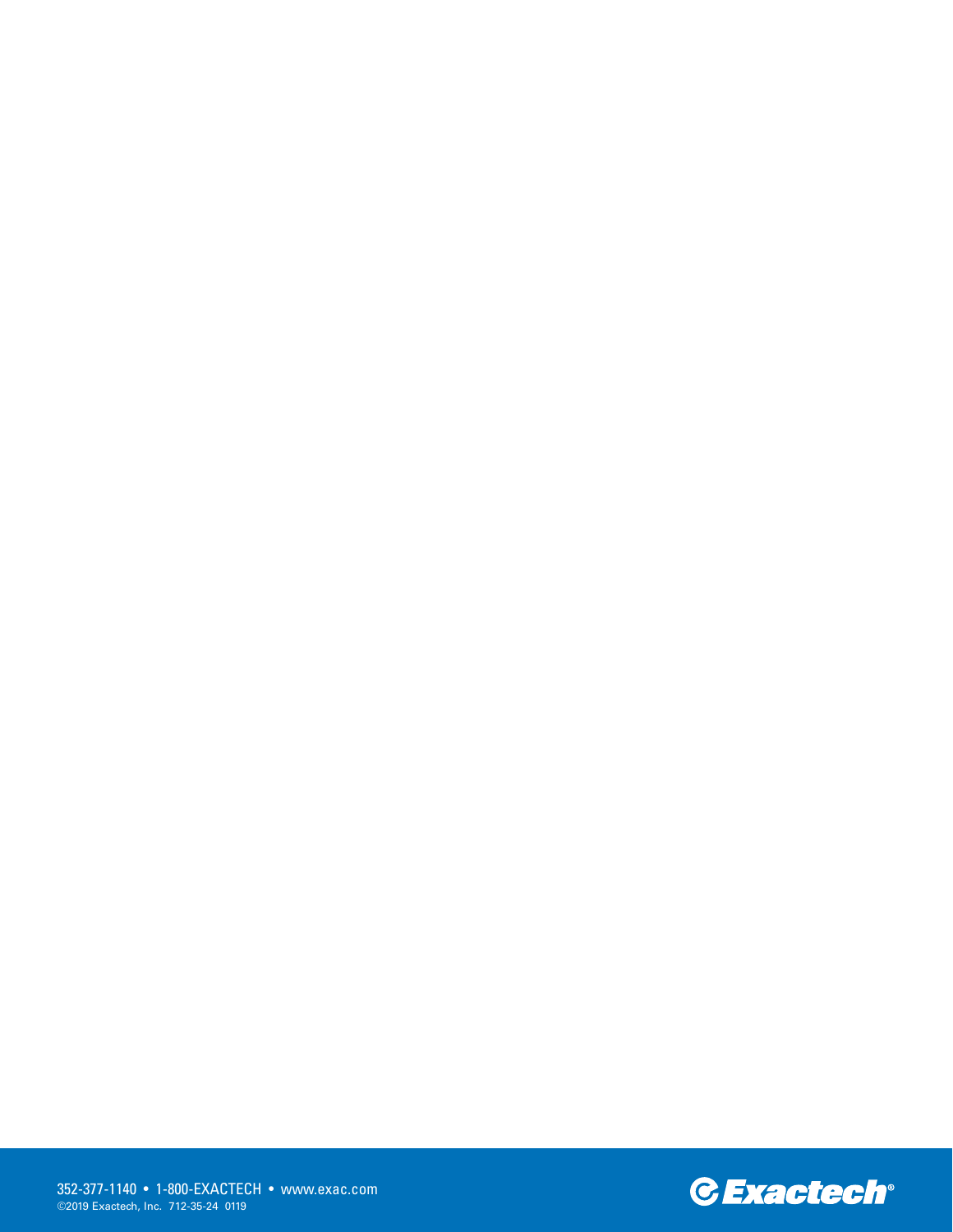352-377-1140 • 1-800-EXACTECH • www.exac.com

©2019 Exactech, Inc. 712-35-24 0119

Exactech®